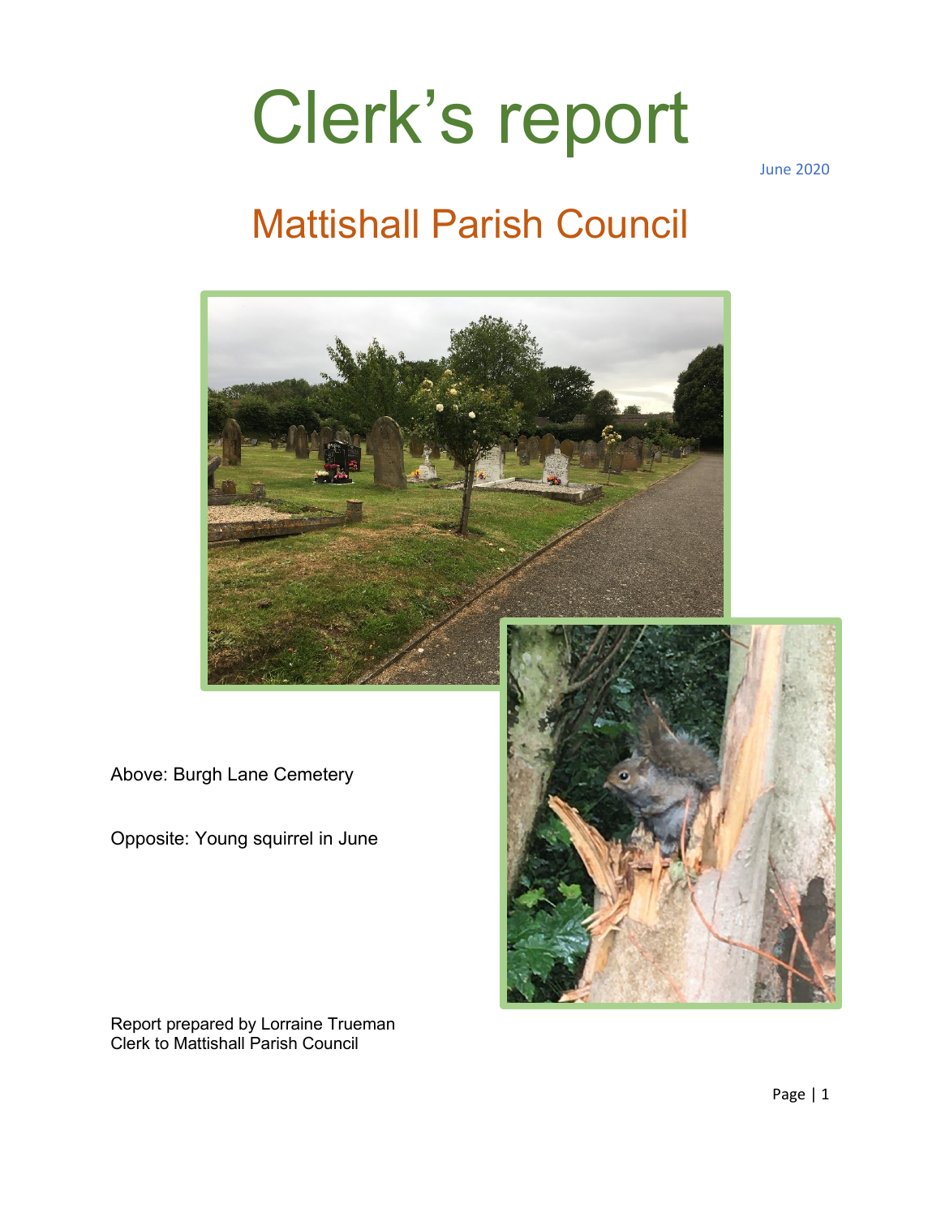# Clerk's report

June 2020

## Mattishall Parish Council

Above: Burgh Lane Cemetery

Opposite: Young squirrel in June

Report prepared by Lorraine Trueman
Clerk to Mattishall Parish Council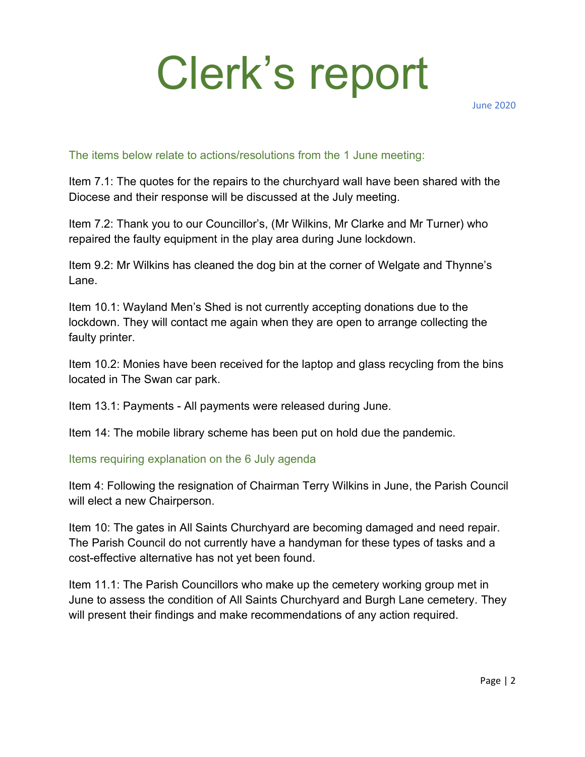# Clerk's report

June 2020

## The items below relate to actions/resolutions from the 1 June meeting:

Item 7.1: The quotes for the repairs to the churchyard wall have been shared with the Diocese and their response will be discussed at the July meeting.

Item 7.2: Thank you to our Councillor's, (Mr Wilkins, Mr Clarke and Mr Turner) who repaired the faulty equipment in the play area during June lockdown.

Item 9.2: Mr Wilkins has cleaned the dog bin at the corner of Welgate and Thynne's Lane.

Item 10.1: Wayland Men's Shed is not currently accepting donations due to the lockdown. They will contact me again when they are open to arrange collecting the faulty printer.

Item 10.2: Monies have been received for the laptop and glass recycling from the bins located in The Swan car park.

Item 13.1: Payments - All payments were released during June.

Item 14: The mobile library scheme has been put on hold due the pandemic.

## Items requiring explanation on the 6 July agenda

Item 4: Following the resignation of Chairman Terry Wilkins in June, the Parish Council will elect a new Chairperson.

Item 10: The gates in All Saints Churchyard are becoming damaged and need repair. The Parish Council do not currently have a handyman for these types of tasks and a cost-effective alternative has not yet been found.

Item 11.1: The Parish Councillors who make up the cemetery working group met in June to assess the condition of All Saints Churchyard and Burgh Lane cemetery. They will present their findings and make recommendations of any action required.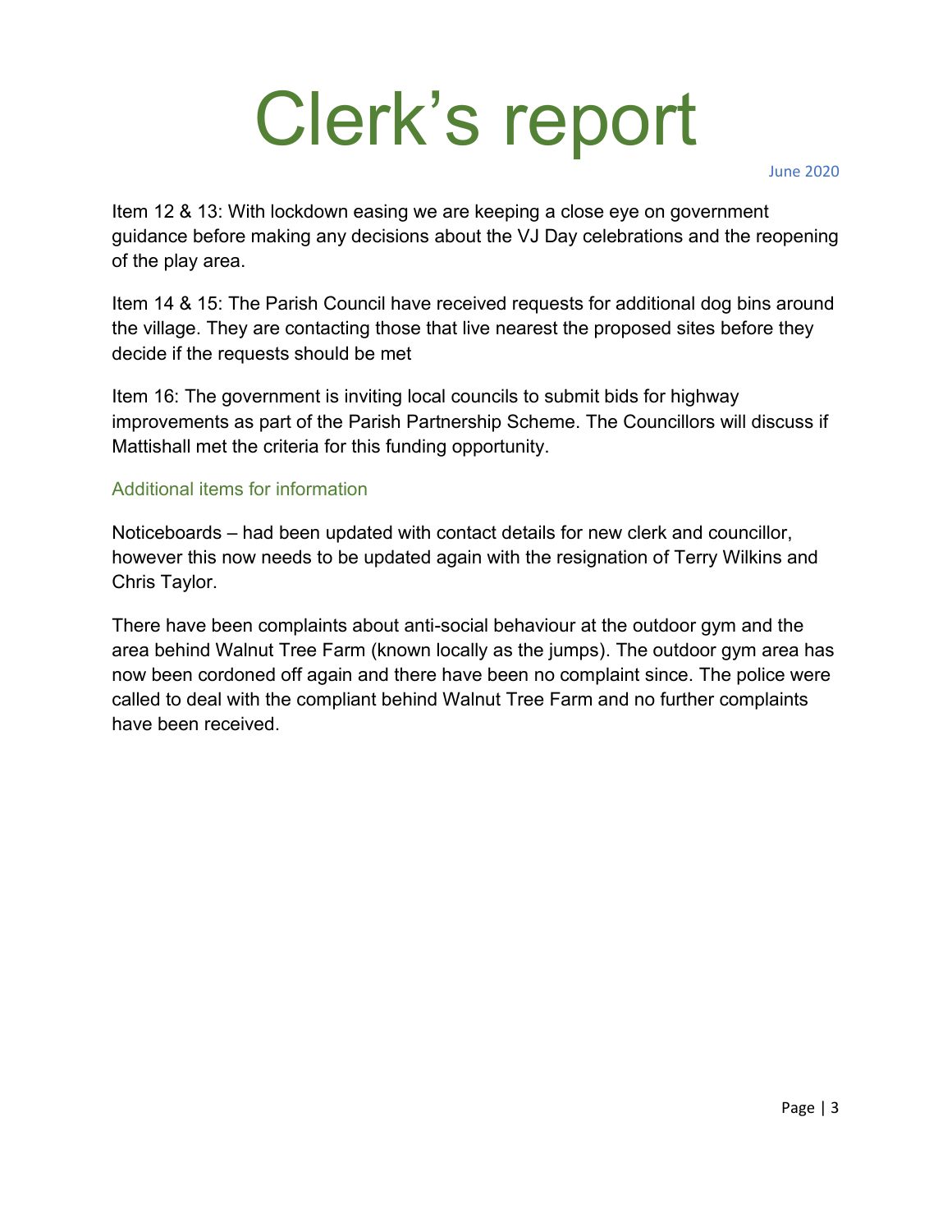# Clerk's report

June 2020

Item 12 & 13: With lockdown easing we are keeping a close eye on government guidance before making any decisions about the VJ Day celebrations and the reopening of the play area.

Item 14 & 15: The Parish Council have received requests for additional dog bins around the village. They are contacting those that live nearest the proposed sites before they decide if the requests should be met

Item 16: The government is inviting local councils to submit bids for highway improvements as part of the Parish Partnership Scheme. The Councillors will discuss if Mattishall met the criteria for this funding opportunity.

## Additional items for information

Noticeboards – had been updated with contact details for new clerk and councillor, however this now needs to be updated again with the resignation of Terry Wilkins and Chris Taylor.

There have been complaints about anti-social behaviour at the outdoor gym and the area behind Walnut Tree Farm (known locally as the jumps). The outdoor gym area has now been cordoned off again and there have been no complaint since. The police were called to deal with the compliant behind Walnut Tree Farm and no further complaints have been received.